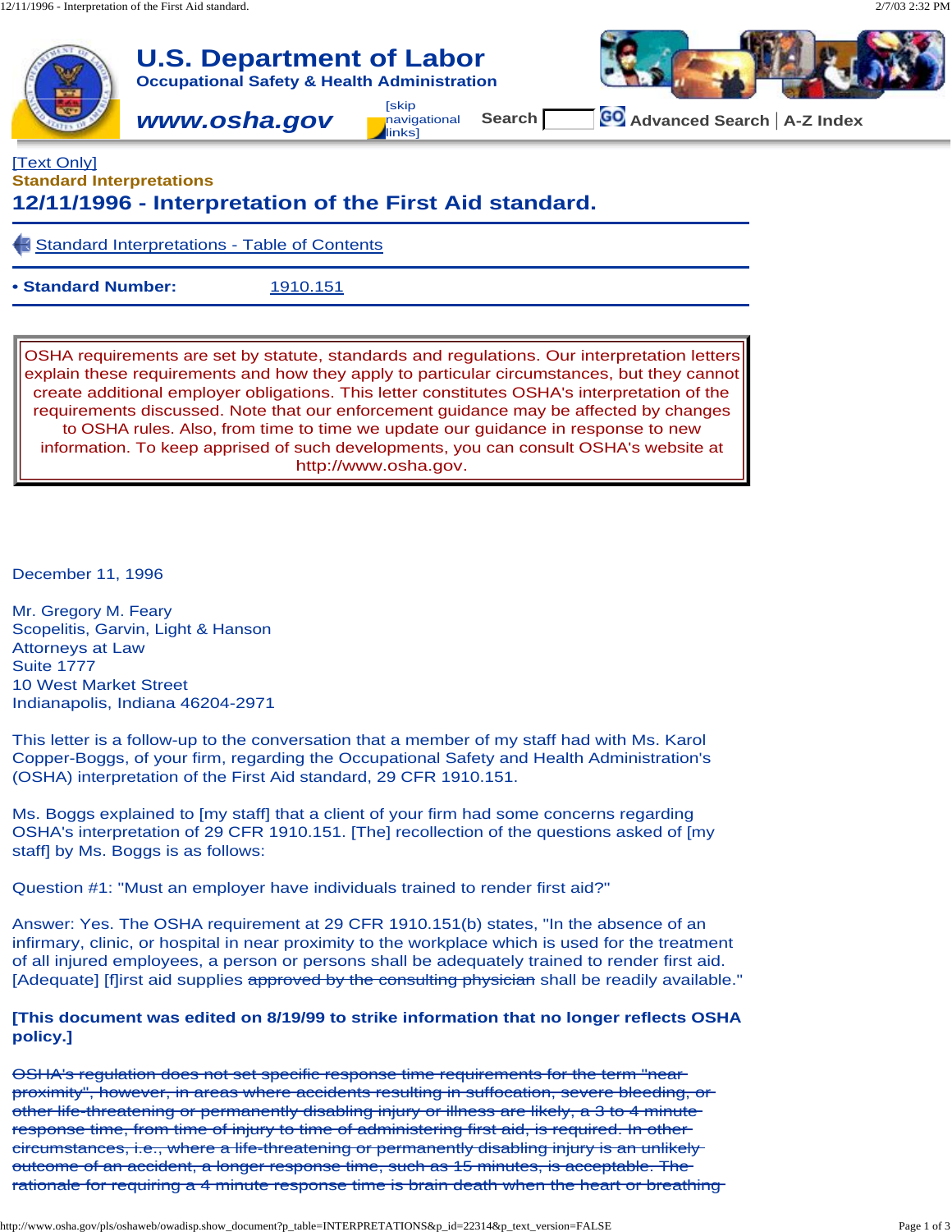[Text Only]

**Standard Interpretations**

# 12/11/1996 - Interpretation of the First Aid standard.

Standard Interpretations - Table of Contents

**• Standard Number:** 1910.151

OSHA requirements are set by statute, standards and regulations. Our interpretation letters explain these requirements and how they apply to particular circumstances, but they cannot create additional employer obligations. This letter constitutes OSHA's interpretation of the requirements discussed. Note that our enforcement guidance may be affected by changes to OSHA rules. Also, from time to time we update our guidance in response to new information. To keep apprised of such developments, you can consult OSHA's website at http://www.osha.gov.

December 11, 1996

Mr. Gregory M. Feary
Scopelitis, Garvin, Light & Hanson
Attorneys at Law
Suite 1777
10 West Market Street
Indianapolis, Indiana 46204-2971

This letter is a follow-up to the conversation that a member of my staff had with Ms. Karol Copper-Boggs, of your firm, regarding the Occupational Safety and Health Administration's (OSHA) interpretation of the First Aid standard, 29 CFR 1910.151.

Ms. Boggs explained to [my staff] that a client of your firm had some concerns regarding OSHA's interpretation of 29 CFR 1910.151. [The] recollection of the questions asked of [my staff] by Ms. Boggs is as follows:

Question #1: "Must an employer have individuals trained to render first aid?"

Answer: Yes. The OSHA requirement at 29 CFR 1910.151(b) states, "In the absence of an infirmary, clinic, or hospital in near proximity to the workplace which is used for the treatment of all injured employees, a person or persons shall be adequately trained to render first aid. [Adequate] [f]irst aid supplies ~~approved by the consulting physician~~ shall be readily available."

**[This document was edited on 8/19/99 to strike information that no longer reflects OSHA policy.]**

~~OSHA's regulation does not set specific response time requirements for the term "near proximity", however, in areas where accidents resulting in suffocation, severe bleeding, or other life-threatening or permanently disabling injury or illness are likely, a 3 to 4 minute response time, from time of injury to time of administering first aid, is required. In other circumstances, i.e., where a life-threatening or permanently disabling injury is an unlikely outcome of an accident, a longer response time, such as 15 minutes, is acceptable. The rationale for requiring a 4 minute response time is brain death when the heart or breathing~~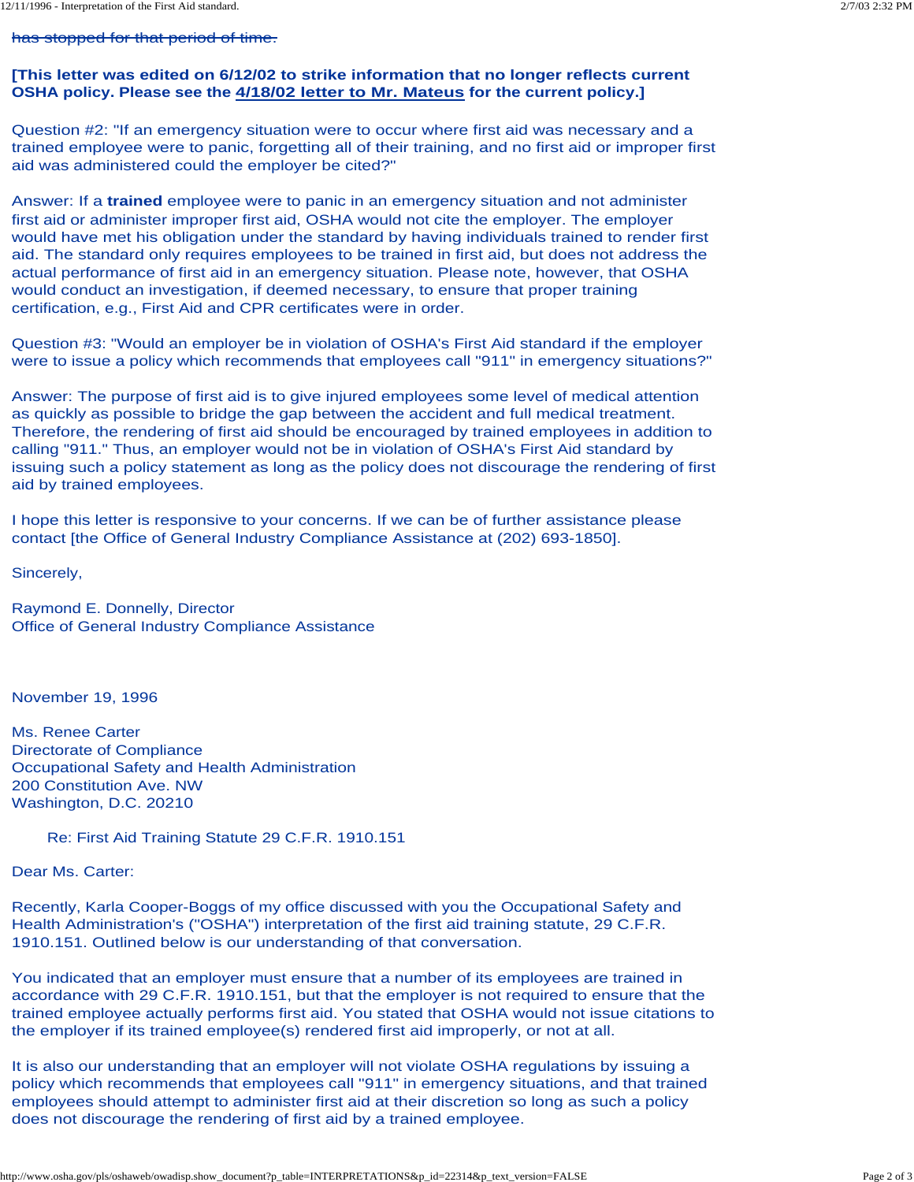~~has stopped for that period of time.~~

**[This letter was edited on 6/12/02 to strike information that no longer reflects current OSHA policy. Please see the 4/18/02 letter to Mr. Mateus for the current policy.]**

Question #2: "If an emergency situation were to occur where first aid was necessary and a trained employee were to panic, forgetting all of their training, and no first aid or improper first aid was administered could the employer be cited?"

Answer: If a **trained** employee were to panic in an emergency situation and not administer first aid or administer improper first aid, OSHA would not cite the employer. The employer would have met his obligation under the standard by having individuals trained to render first aid. The standard only requires employees to be trained in first aid, but does not address the actual performance of first aid in an emergency situation. Please note, however, that OSHA would conduct an investigation, if deemed necessary, to ensure that proper training certification, e.g., First Aid and CPR certificates were in order.

Question #3: "Would an employer be in violation of OSHA's First Aid standard if the employer were to issue a policy which recommends that employees call "911" in emergency situations?"

Answer: The purpose of first aid is to give injured employees some level of medical attention as quickly as possible to bridge the gap between the accident and full medical treatment. Therefore, the rendering of first aid should be encouraged by trained employees in addition to calling "911." Thus, an employer would not be in violation of OSHA's First Aid standard by issuing such a policy statement as long as the policy does not discourage the rendering of first aid by trained employees.

I hope this letter is responsive to your concerns. If we can be of further assistance please contact [the Office of General Industry Compliance Assistance at (202) 693-1850].

Sincerely,

Raymond E. Donnelly, Director
Office of General Industry Compliance Assistance

November 19, 1996

Ms. Renee Carter
Directorate of Compliance
Occupational Safety and Health Administration
200 Constitution Ave. NW
Washington, D.C. 20210

Re: First Aid Training Statute 29 C.F.R. 1910.151

Dear Ms. Carter:

Recently, Karla Cooper-Boggs of my office discussed with you the Occupational Safety and Health Administration's ("OSHA") interpretation of the first aid training statute, 29 C.F.R. 1910.151. Outlined below is our understanding of that conversation.

You indicated that an employer must ensure that a number of its employees are trained in accordance with 29 C.F.R. 1910.151, but that the employer is not required to ensure that the trained employee actually performs first aid. You stated that OSHA would not issue citations to the employer if its trained employee(s) rendered first aid improperly, or not at all.

It is also our understanding that an employer will not violate OSHA regulations by issuing a policy which recommends that employees call "911" in emergency situations, and that trained employees should attempt to administer first aid at their discretion so long as such a policy does not discourage the rendering of first aid by a trained employee.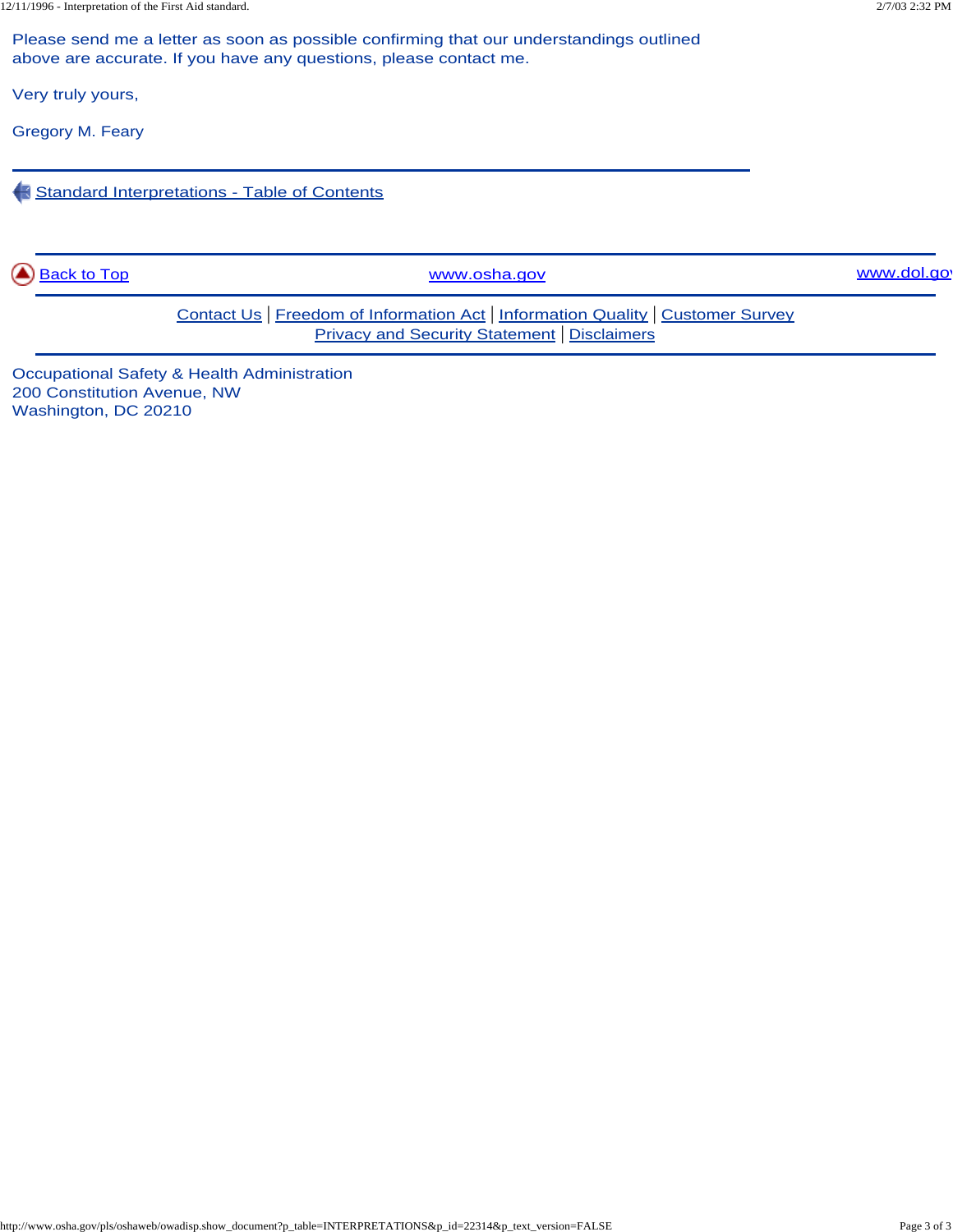Please send me a letter as soon as possible confirming that our understandings outlined above are accurate. If you have any questions, please contact me.

Very truly yours,

Gregory M. Feary

---

Standard Interpretations - Table of Contents

---

Back to Top www.osha.gov www.dol.gov

---

Contact Us | Freedom of Information Act | Information Quality | Customer Survey
Privacy and Security Statement | Disclaimers

---

Occupational Safety & Health Administration
200 Constitution Avenue, NW
Washington, DC 20210